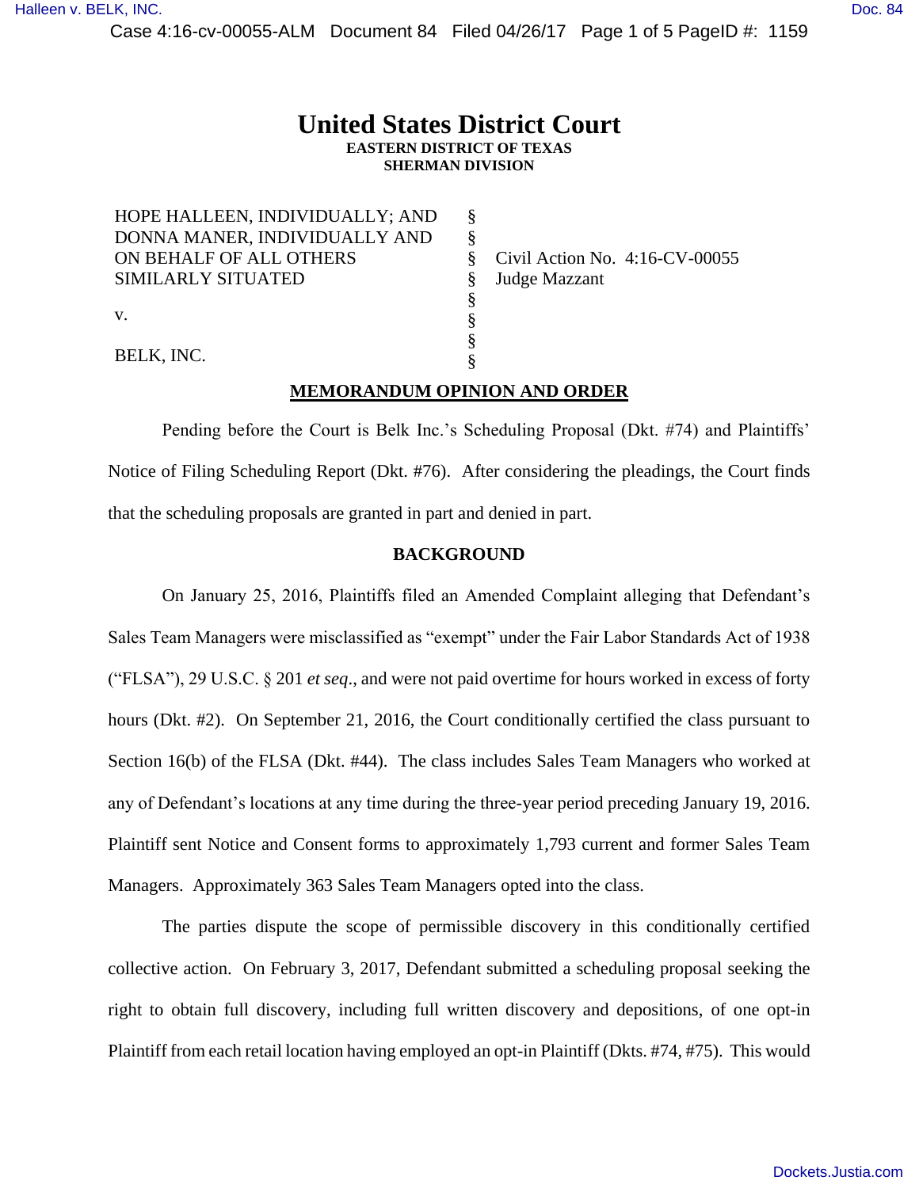# United States District Court

**EASTERN DISTRICT OF TEXAS**
**SHERMAN DIVISION**

| | | |
|---|---|---|
| HOPE HALLEEN, INDIVIDUALLY; AND DONNA MANER, INDIVIDUALLY AND ON BEHALF OF ALL OTHERS SIMILARLY SITUATED | § | Civil Action No. 4:16-CV-00055 |
| | § | Judge Mazzant |
| v. | § | |
| BELK, INC. | § | |

**MEMORANDUM OPINION AND ORDER**

Pending before the Court is Belk Inc.'s Scheduling Proposal (Dkt. #74) and Plaintiffs' Notice of Filing Scheduling Report (Dkt. #76). After considering the pleadings, the Court finds that the scheduling proposals are granted in part and denied in part.

**BACKGROUND**

On January 25, 2016, Plaintiffs filed an Amended Complaint alleging that Defendant's Sales Team Managers were misclassified as "exempt" under the Fair Labor Standards Act of 1938 ("FLSA"), 29 U.S.C. § 201 *et seq*., and were not paid overtime for hours worked in excess of forty hours (Dkt. #2). On September 21, 2016, the Court conditionally certified the class pursuant to Section 16(b) of the FLSA (Dkt. #44). The class includes Sales Team Managers who worked at any of Defendant's locations at any time during the three-year period preceding January 19, 2016. Plaintiff sent Notice and Consent forms to approximately 1,793 current and former Sales Team Managers. Approximately 363 Sales Team Managers opted into the class.

The parties dispute the scope of permissible discovery in this conditionally certified collective action. On February 3, 2017, Defendant submitted a scheduling proposal seeking the right to obtain full discovery, including full written discovery and depositions, of one opt-in Plaintiff from each retail location having employed an opt-in Plaintiff (Dkts. #74, #75). This would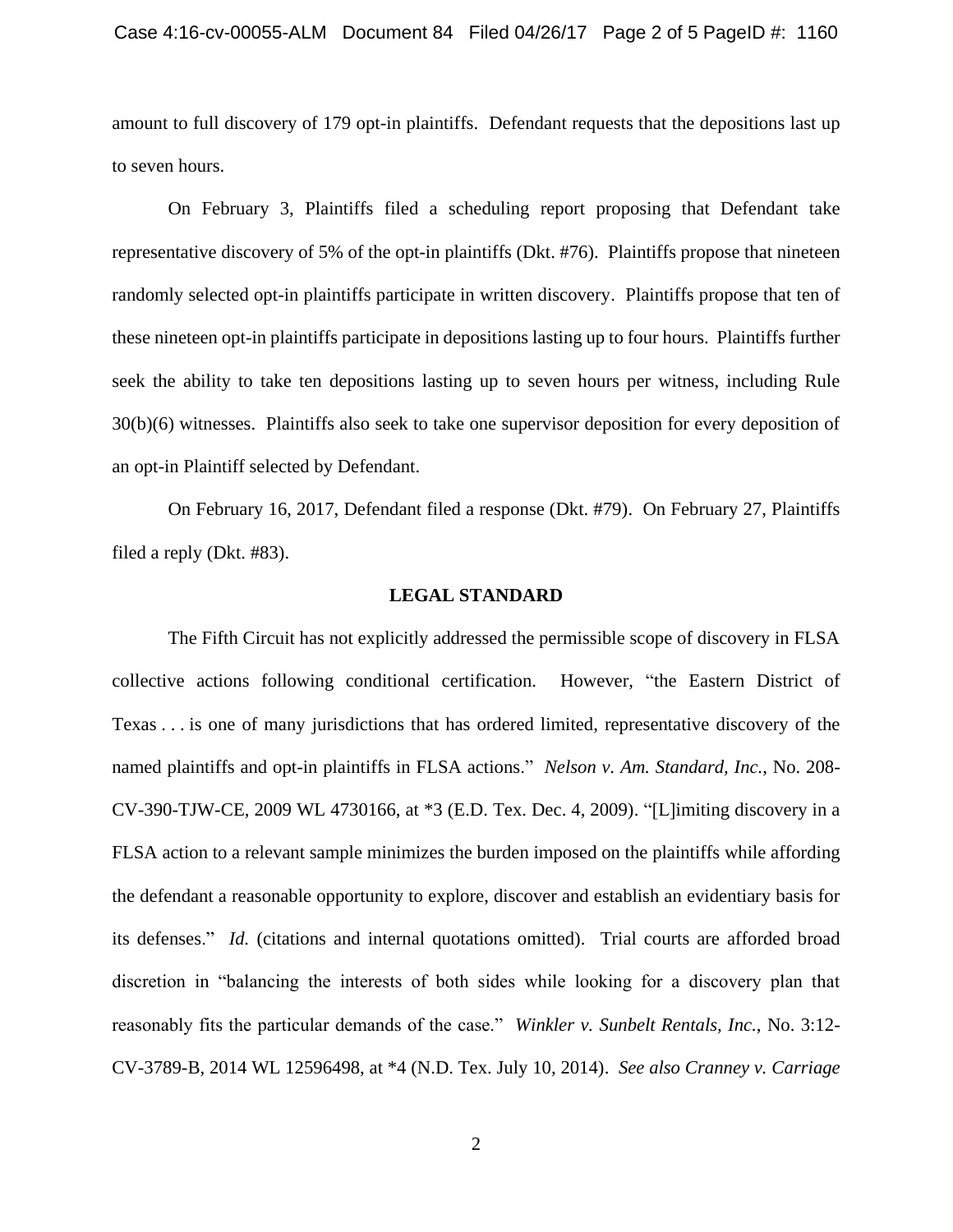amount to full discovery of 179 opt-in plaintiffs. Defendant requests that the depositions last up to seven hours.

On February 3, Plaintiffs filed a scheduling report proposing that Defendant take representative discovery of 5% of the opt-in plaintiffs (Dkt. #76). Plaintiffs propose that nineteen randomly selected opt-in plaintiffs participate in written discovery. Plaintiffs propose that ten of these nineteen opt-in plaintiffs participate in depositions lasting up to four hours. Plaintiffs further seek the ability to take ten depositions lasting up to seven hours per witness, including Rule 30(b)(6) witnesses. Plaintiffs also seek to take one supervisor deposition for every deposition of an opt-in Plaintiff selected by Defendant.

On February 16, 2017, Defendant filed a response (Dkt. #79). On February 27, Plaintiffs filed a reply (Dkt. #83).

## LEGAL STANDARD

The Fifth Circuit has not explicitly addressed the permissible scope of discovery in FLSA collective actions following conditional certification. However, "the Eastern District of Texas . . . is one of many jurisdictions that has ordered limited, representative discovery of the named plaintiffs and opt-in plaintiffs in FLSA actions." *Nelson v. Am. Standard, Inc.*, No. 208-CV-390-TJW-CE, 2009 WL 4730166, at *3 (E.D. Tex. Dec. 4, 2009). "[L]imiting discovery in a FLSA action to a relevant sample minimizes the burden imposed on the plaintiffs while affording the defendant a reasonable opportunity to explore, discover and establish an evidentiary basis for its defenses." *Id.* (citations and internal quotations omitted). Trial courts are afforded broad discretion in "balancing the interests of both sides while looking for a discovery plan that reasonably fits the particular demands of the case." *Winkler v. Sunbelt Rentals, Inc.*, No. 3:12-CV-3789-B, 2014 WL 12596498, at *4 (N.D. Tex. July 10, 2014). *See also Cranney v. Carriage*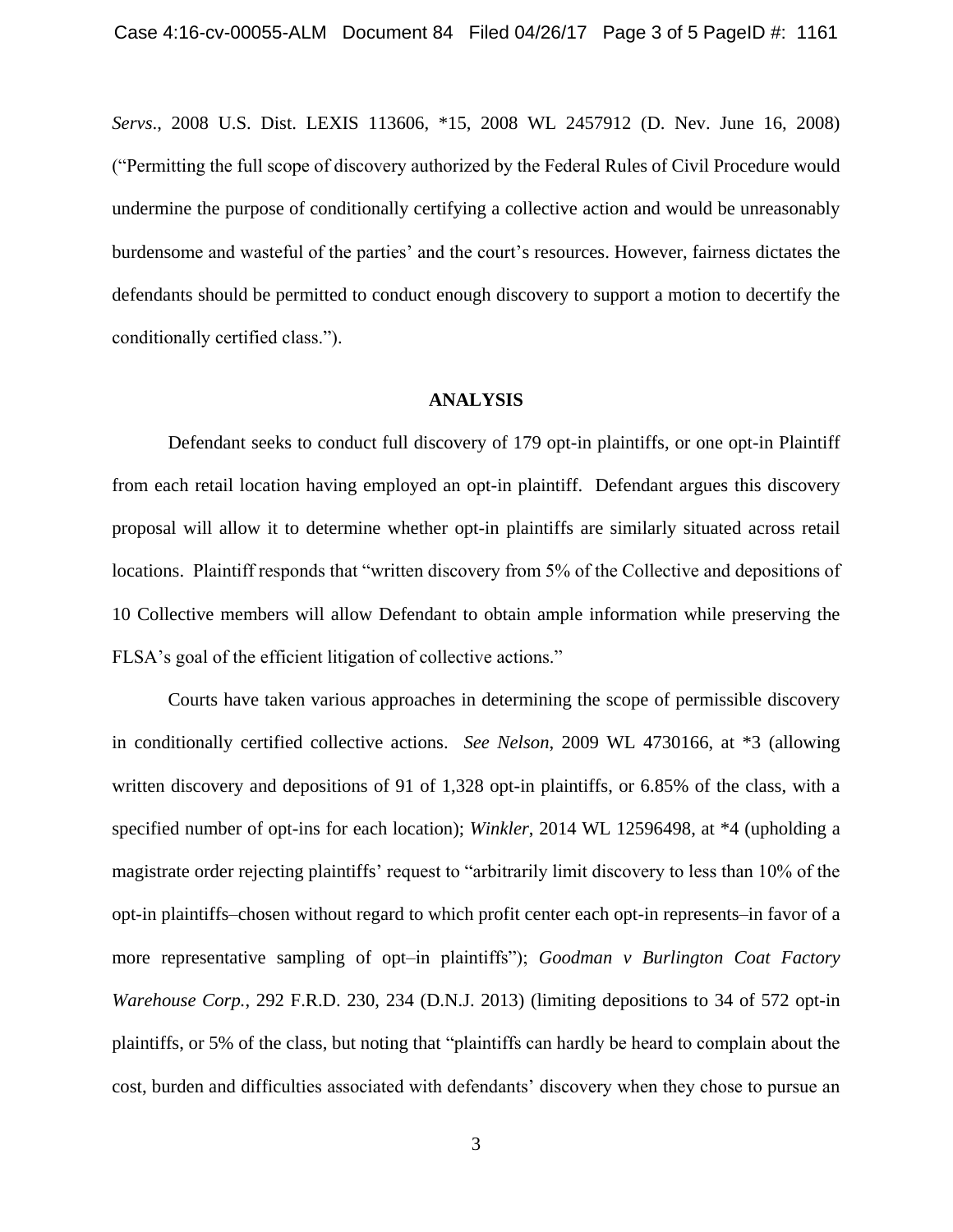*Servs*., 2008 U.S. Dist. LEXIS 113606, *15, 2008 WL 2457912 (D. Nev. June 16, 2008) ("Permitting the full scope of discovery authorized by the Federal Rules of Civil Procedure would undermine the purpose of conditionally certifying a collective action and would be unreasonably burdensome and wasteful of the parties' and the court's resources. However, fairness dictates the defendants should be permitted to conduct enough discovery to support a motion to decertify the conditionally certified class.").

## ANALYSIS

Defendant seeks to conduct full discovery of 179 opt-in plaintiffs, or one opt-in Plaintiff from each retail location having employed an opt-in plaintiff. Defendant argues this discovery proposal will allow it to determine whether opt-in plaintiffs are similarly situated across retail locations. Plaintiff responds that "written discovery from 5% of the Collective and depositions of 10 Collective members will allow Defendant to obtain ample information while preserving the FLSA's goal of the efficient litigation of collective actions."

Courts have taken various approaches in determining the scope of permissible discovery in conditionally certified collective actions. *See Nelson*, 2009 WL 4730166, at *3 (allowing written discovery and depositions of 91 of 1,328 opt-in plaintiffs, or 6.85% of the class, with a specified number of opt-ins for each location); *Winkler*, 2014 WL 12596498, at *4 (upholding a magistrate order rejecting plaintiffs' request to "arbitrarily limit discovery to less than 10% of the opt-in plaintiffs–chosen without regard to which profit center each opt-in represents–in favor of a more representative sampling of opt–in plaintiffs"); *Goodman v Burlington Coat Factory Warehouse Corp.*, 292 F.R.D. 230, 234 (D.N.J. 2013) (limiting depositions to 34 of 572 opt-in plaintiffs, or 5% of the class, but noting that "plaintiffs can hardly be heard to complain about the cost, burden and difficulties associated with defendants' discovery when they chose to pursue an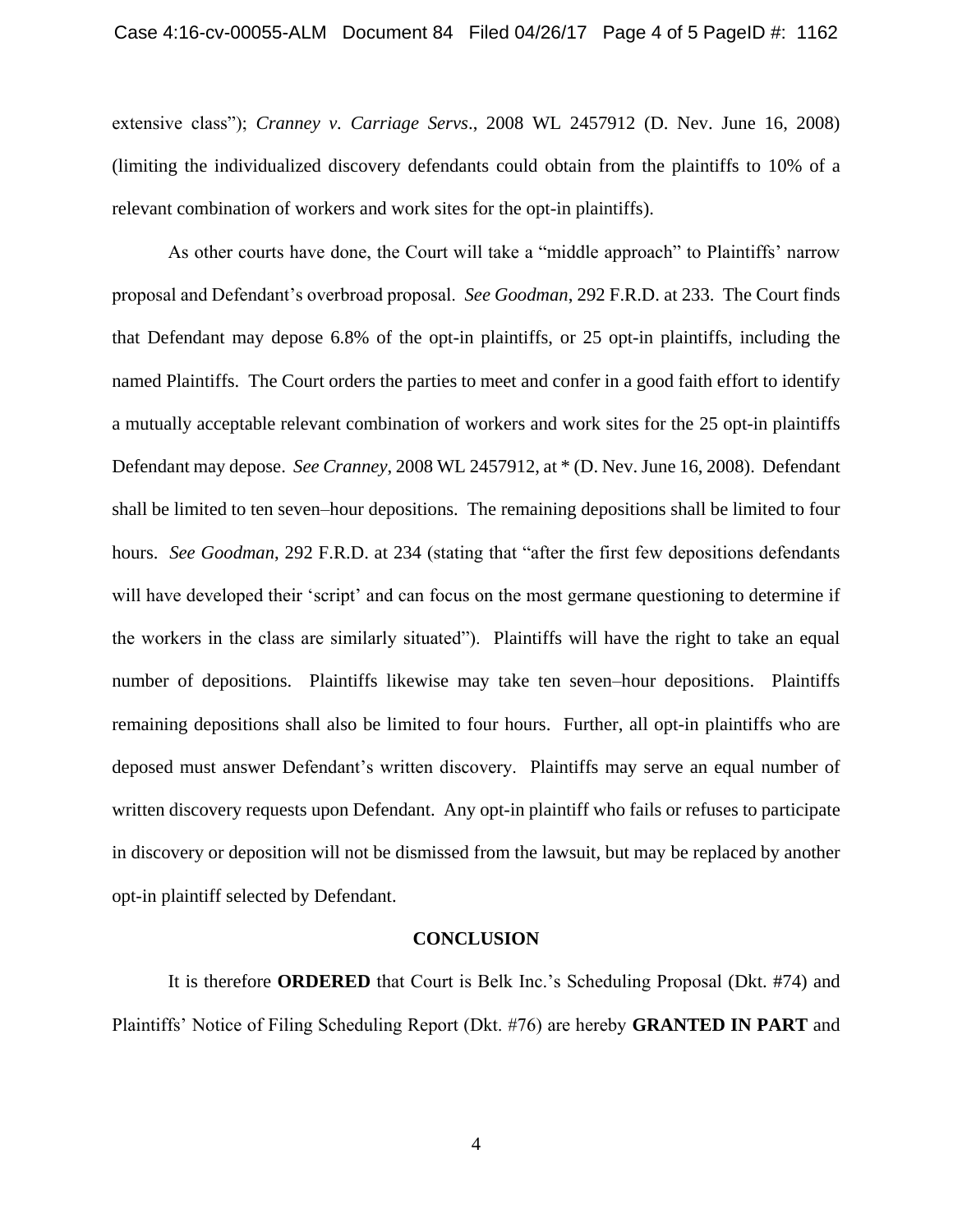extensive class"); *Cranney v. Carriage Servs*., 2008 WL 2457912 (D. Nev. June 16, 2008) (limiting the individualized discovery defendants could obtain from the plaintiffs to 10% of a relevant combination of workers and work sites for the opt-in plaintiffs).

As other courts have done, the Court will take a "middle approach" to Plaintiffs' narrow proposal and Defendant's overbroad proposal. *See Goodman*, 292 F.R.D. at 233. The Court finds that Defendant may depose 6.8% of the opt-in plaintiffs, or 25 opt-in plaintiffs, including the named Plaintiffs. The Court orders the parties to meet and confer in a good faith effort to identify a mutually acceptable relevant combination of workers and work sites for the 25 opt-in plaintiffs Defendant may depose. *See Cranney*, 2008 WL 2457912, at * (D. Nev. June 16, 2008). Defendant shall be limited to ten seven–hour depositions. The remaining depositions shall be limited to four hours. *See Goodman*, 292 F.R.D. at 234 (stating that "after the first few depositions defendants will have developed their 'script' and can focus on the most germane questioning to determine if the workers in the class are similarly situated"). Plaintiffs will have the right to take an equal number of depositions. Plaintiffs likewise may take ten seven–hour depositions. Plaintiffs remaining depositions shall also be limited to four hours. Further, all opt-in plaintiffs who are deposed must answer Defendant's written discovery. Plaintiffs may serve an equal number of written discovery requests upon Defendant. Any opt-in plaintiff who fails or refuses to participate in discovery or deposition will not be dismissed from the lawsuit, but may be replaced by another opt-in plaintiff selected by Defendant.

**CONCLUSION**

It is therefore **ORDERED** that Court is Belk Inc.'s Scheduling Proposal (Dkt. #74) and Plaintiffs' Notice of Filing Scheduling Report (Dkt. #76) are hereby **GRANTED IN PART** and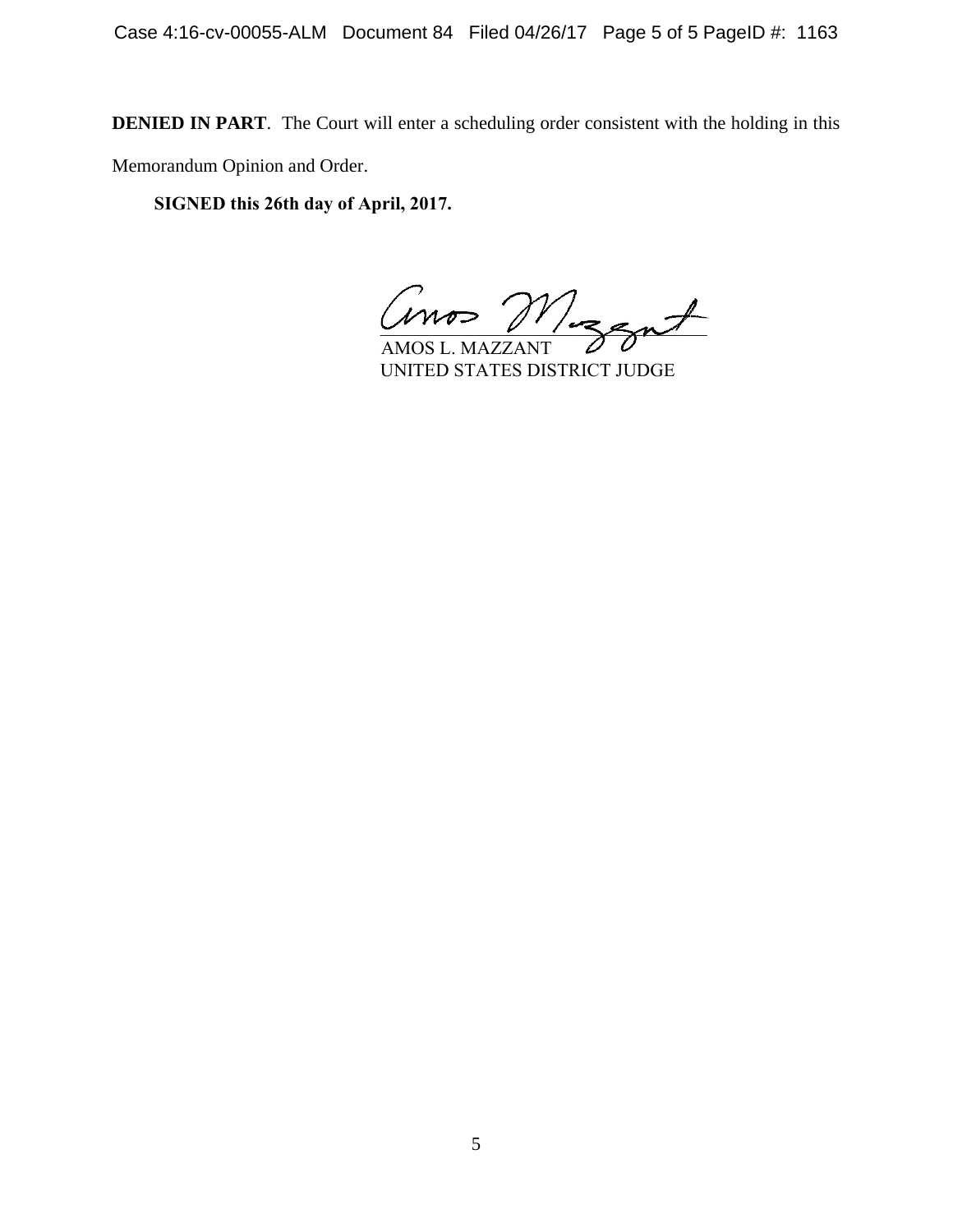**DENIED IN PART**. The Court will enter a scheduling order consistent with the holding in this Memorandum Opinion and Order.

**SIGNED this 26th day of April, 2017.**

AMOS L. MAZZANT
UNITED STATES DISTRICT JUDGE